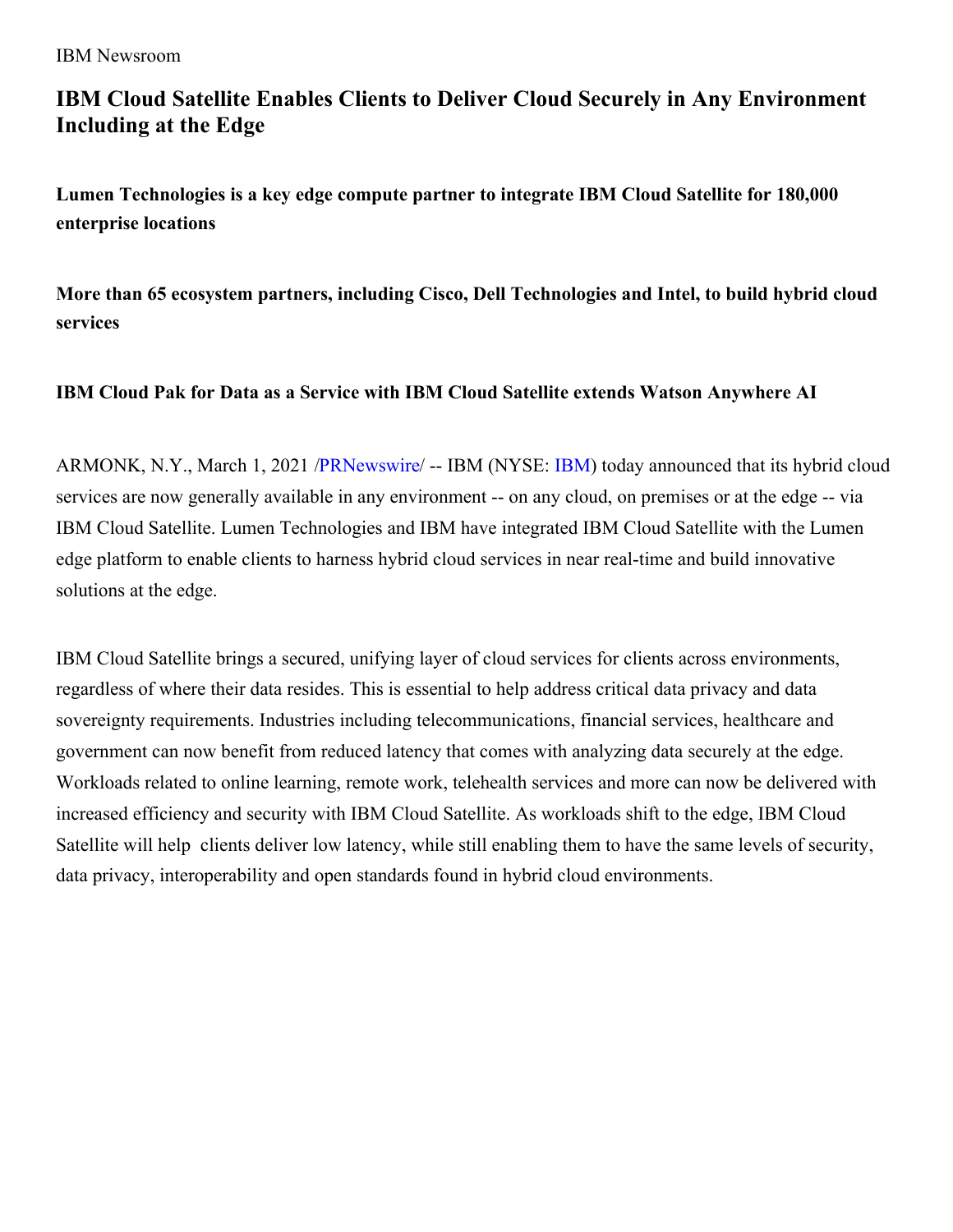IBM Newsroom

# IBM Cloud Satellite Enables Clients to Deliver Cloud Securely in Any Environment Including at the Edge

**Lumen Technologies is a key edge compute partner to integrate IBM Cloud Satellite for 180,000 enterprise locations**

**More than 65 ecosystem partners, including Cisco, Dell Technologies and Intel, to build hybrid cloud services**

**IBM Cloud Pak for Data as a Service with IBM Cloud Satellite extends Watson Anywhere AI**

ARMONK, N.Y., March 1, 2021 /PRNewswire/ -- IBM (NYSE: IBM) today announced that its hybrid cloud services are now generally available in any environment -- on any cloud, on premises or at the edge -- via IBM Cloud Satellite. Lumen Technologies and IBM have integrated IBM Cloud Satellite with the Lumen edge platform to enable clients to harness hybrid cloud services in near real-time and build innovative solutions at the edge.

IBM Cloud Satellite brings a secured, unifying layer of cloud services for clients across environments, regardless of where their data resides. This is essential to help address critical data privacy and data sovereignty requirements. Industries including telecommunications, financial services, healthcare and government can now benefit from reduced latency that comes with analyzing data securely at the edge. Workloads related to online learning, remote work, telehealth services and more can now be delivered with increased efficiency and security with IBM Cloud Satellite. As workloads shift to the edge, IBM Cloud Satellite will help clients deliver low latency, while still enabling them to have the same levels of security, data privacy, interoperability and open standards found in hybrid cloud environments.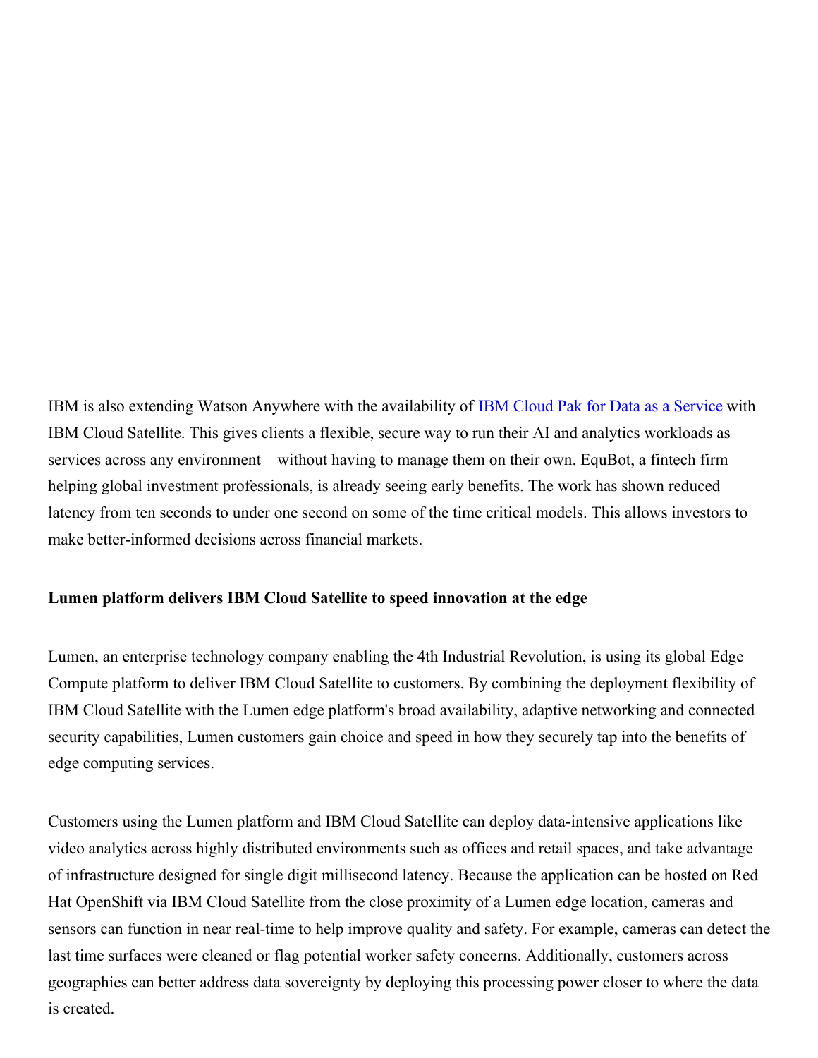IBM is also extending Watson Anywhere with the availability of IBM Cloud Pak for Data as a Service with IBM Cloud Satellite. This gives clients a flexible, secure way to run their AI and analytics workloads as services across any environment – without having to manage them on their own. EquBot, a fintech firm helping global investment professionals, is already seeing early benefits. The work has shown reduced latency from ten seconds to under one second on some of the time critical models. This allows investors to make better-informed decisions across financial markets.

**Lumen platform delivers IBM Cloud Satellite to speed innovation at the edge**

Lumen, an enterprise technology company enabling the 4th Industrial Revolution, is using its global Edge Compute platform to deliver IBM Cloud Satellite to customers. By combining the deployment flexibility of IBM Cloud Satellite with the Lumen edge platform's broad availability, adaptive networking and connected security capabilities, Lumen customers gain choice and speed in how they securely tap into the benefits of edge computing services.

Customers using the Lumen platform and IBM Cloud Satellite can deploy data-intensive applications like video analytics across highly distributed environments such as offices and retail spaces, and take advantage of infrastructure designed for single digit millisecond latency. Because the application can be hosted on Red Hat OpenShift via IBM Cloud Satellite from the close proximity of a Lumen edge location, cameras and sensors can function in near real-time to help improve quality and safety. For example, cameras can detect the last time surfaces were cleaned or flag potential worker safety concerns. Additionally, customers across geographies can better address data sovereignty by deploying this processing power closer to where the data is created.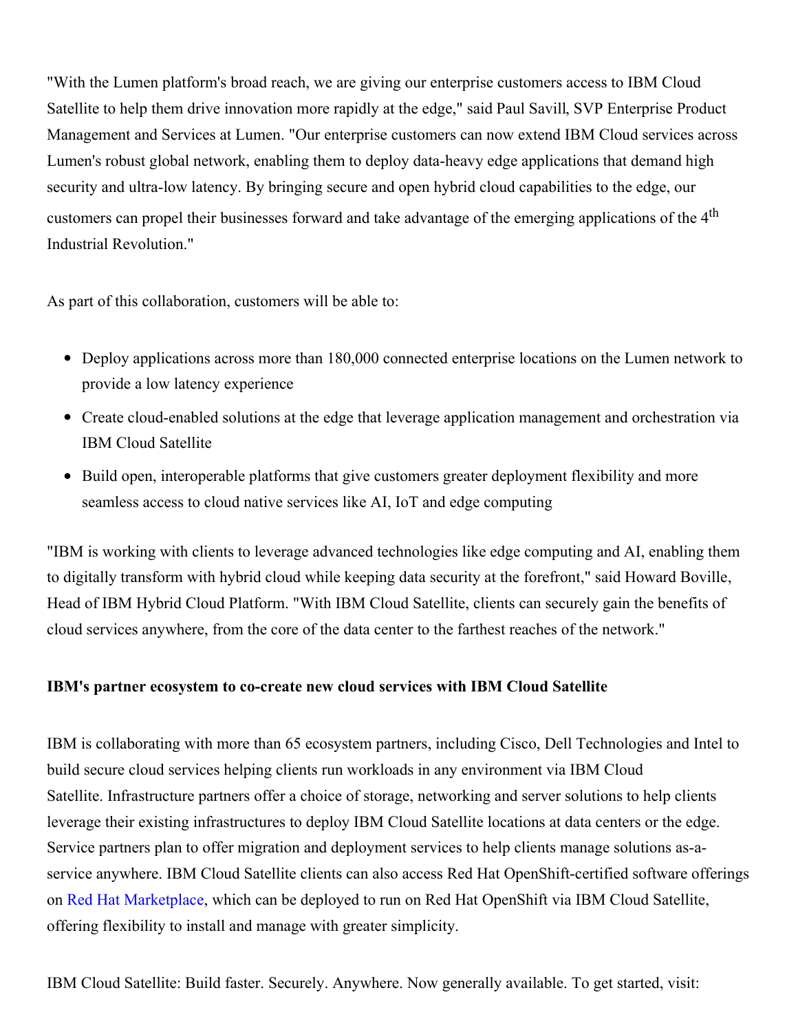"With the Lumen platform's broad reach, we are giving our enterprise customers access to IBM Cloud Satellite to help them drive innovation more rapidly at the edge," said Paul Savill, SVP Enterprise Product Management and Services at Lumen. "Our enterprise customers can now extend IBM Cloud services across Lumen's robust global network, enabling them to deploy data-heavy edge applications that demand high security and ultra-low latency. By bringing secure and open hybrid cloud capabilities to the edge, our customers can propel their businesses forward and take advantage of the emerging applications of the 4th Industrial Revolution."

As part of this collaboration, customers will be able to:

- Deploy applications across more than 180,000 connected enterprise locations on the Lumen network to provide a low latency experience
- Create cloud-enabled solutions at the edge that leverage application management and orchestration via IBM Cloud Satellite
- Build open, interoperable platforms that give customers greater deployment flexibility and more seamless access to cloud native services like AI, IoT and edge computing

"IBM is working with clients to leverage advanced technologies like edge computing and AI, enabling them to digitally transform with hybrid cloud while keeping data security at the forefront," said Howard Boville, Head of IBM Hybrid Cloud Platform. "With IBM Cloud Satellite, clients can securely gain the benefits of cloud services anywhere, from the core of the data center to the farthest reaches of the network."

**IBM's partner ecosystem to co-create new cloud services with IBM Cloud Satellite**

IBM is collaborating with more than 65 ecosystem partners, including Cisco, Dell Technologies and Intel to build secure cloud services helping clients run workloads in any environment via IBM Cloud Satellite. Infrastructure partners offer a choice of storage, networking and server solutions to help clients leverage their existing infrastructures to deploy IBM Cloud Satellite locations at data centers or the edge. Service partners plan to offer migration and deployment services to help clients manage solutions as-a-service anywhere. IBM Cloud Satellite clients can also access Red Hat OpenShift-certified software offerings on Red Hat Marketplace, which can be deployed to run on Red Hat OpenShift via IBM Cloud Satellite, offering flexibility to install and manage with greater simplicity.

IBM Cloud Satellite: Build faster. Securely. Anywhere. Now generally available. To get started, visit: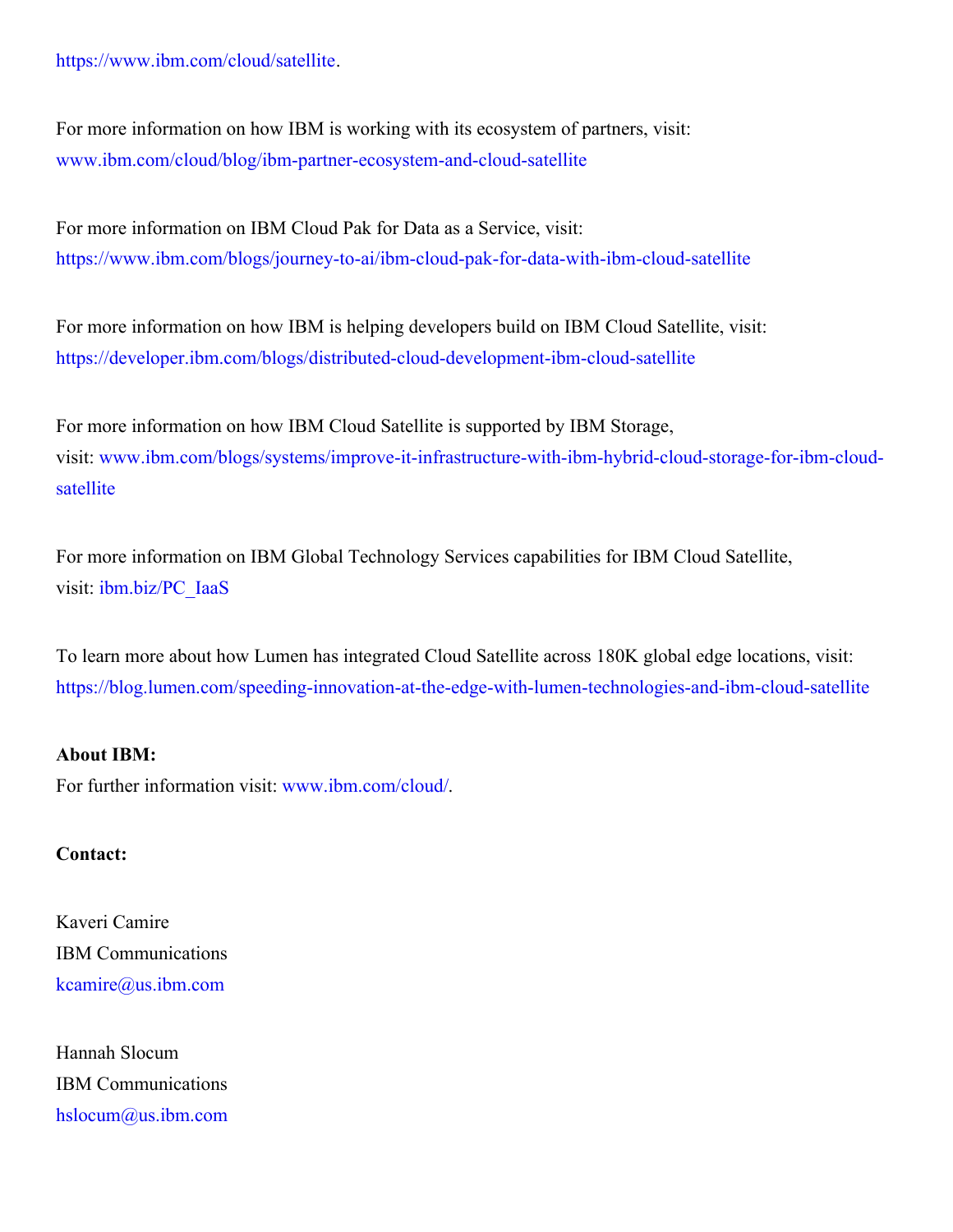https://www.ibm.com/cloud/satellite.

For more information on how IBM is working with its ecosystem of partners, visit: www.ibm.com/cloud/blog/ibm-partner-ecosystem-and-cloud-satellite

For more information on IBM Cloud Pak for Data as a Service, visit: https://www.ibm.com/blogs/journey-to-ai/ibm-cloud-pak-for-data-with-ibm-cloud-satellite

For more information on how IBM is helping developers build on IBM Cloud Satellite, visit: https://developer.ibm.com/blogs/distributed-cloud-development-ibm-cloud-satellite

For more information on how IBM Cloud Satellite is supported by IBM Storage, visit: www.ibm.com/blogs/systems/improve-it-infrastructure-with-ibm-hybrid-cloud-storage-for-ibm-cloud-satellite

For more information on IBM Global Technology Services capabilities for IBM Cloud Satellite, visit: ibm.biz/PC_IaaS

To learn more about how Lumen has integrated Cloud Satellite across 180K global edge locations, visit: https://blog.lumen.com/speeding-innovation-at-the-edge-with-lumen-technologies-and-ibm-cloud-satellite

**About IBM:**
For further information visit: www.ibm.com/cloud/.

**Contact:**

Kaveri Camire
IBM Communications
kcamire@us.ibm.com

Hannah Slocum
IBM Communications
hslocum@us.ibm.com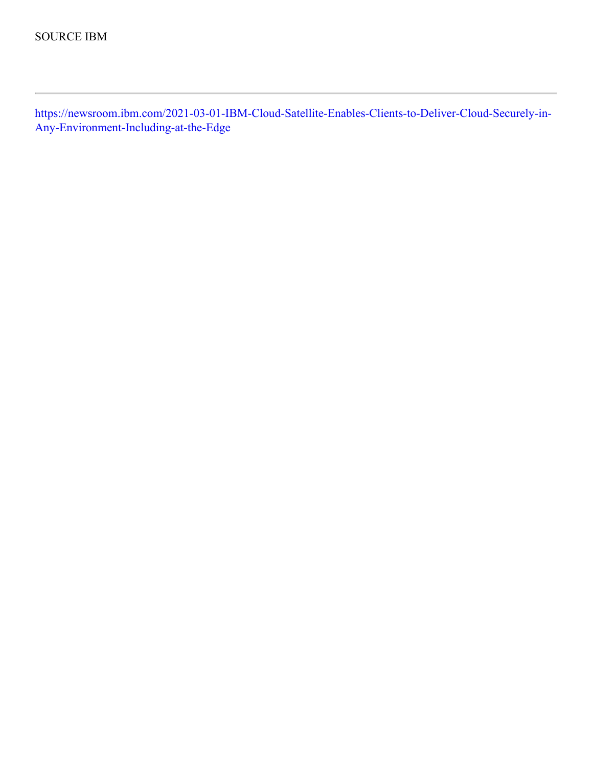SOURCE IBM

---

https://newsroom.ibm.com/2021-03-01-IBM-Cloud-Satellite-Enables-Clients-to-Deliver-Cloud-Securely-in-Any-Environment-Including-at-the-Edge